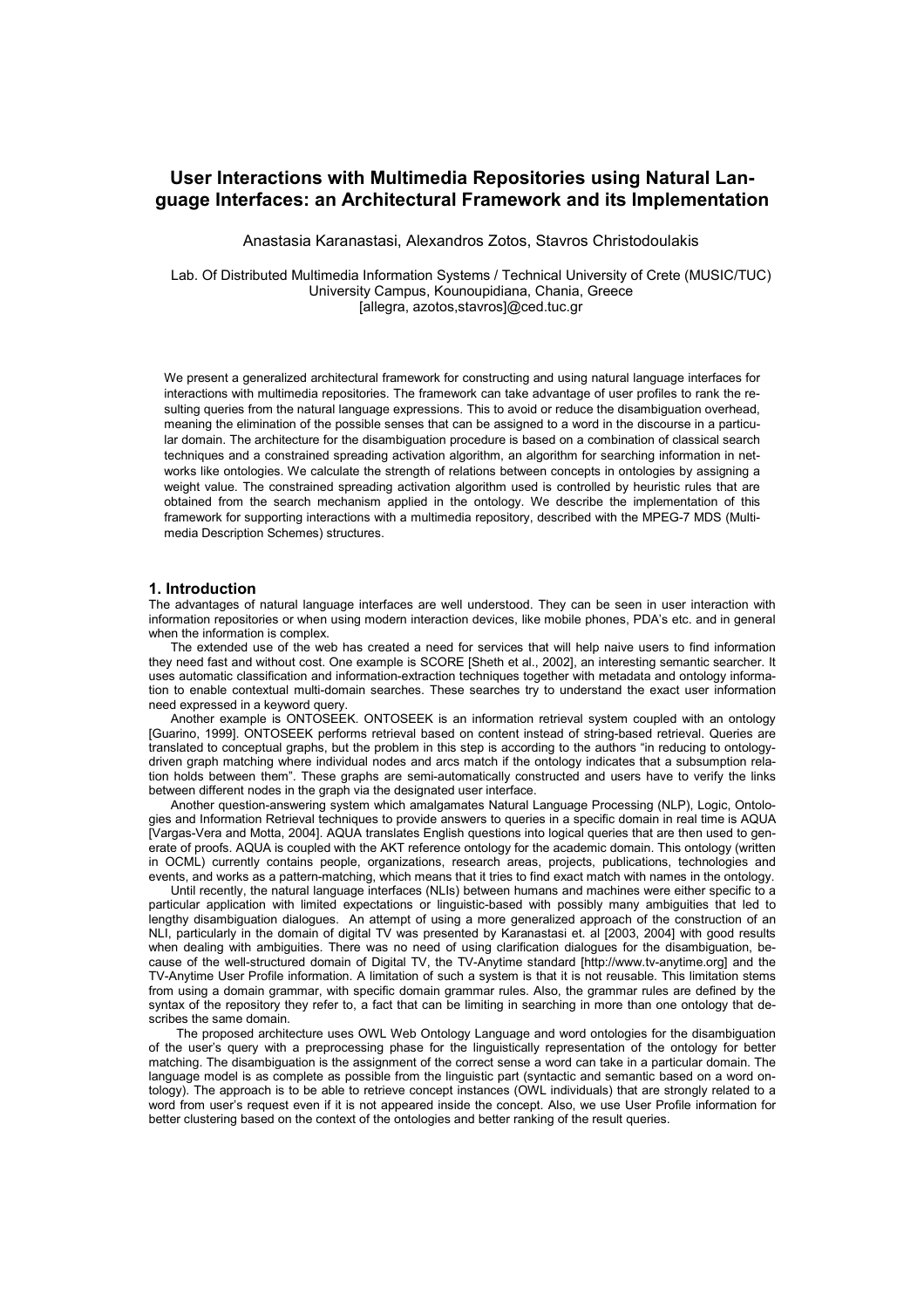# User Interactions with Multimedia Repositories using Natural Language Interfaces: an Architectural Framework and its Implementation

Anastasia Karanastasi, Alexandros Zotos, Stavros Christodoulakis

Lab. Of Distributed Multimedia Information Systems / Technical University of Crete (MUSIC/TUC)
University Campus, Kounoupidiana, Chania, Greece
[allegra, azotos,stavros]@ced.tuc.gr

We present a generalized architectural framework for constructing and using natural language interfaces for interactions with multimedia repositories. The framework can take advantage of user profiles to rank the resulting queries from the natural language expressions. This to avoid or reduce the disambiguation overhead, meaning the elimination of the possible senses that can be assigned to a word in the discourse in a particular domain. The architecture for the disambiguation procedure is based on a combination of classical search techniques and a constrained spreading activation algorithm, an algorithm for searching information in networks like ontologies. We calculate the strength of relations between concepts in ontologies by assigning a weight value. The constrained spreading activation algorithm used is controlled by heuristic rules that are obtained from the search mechanism applied in the ontology. We describe the implementation of this framework for supporting interactions with a multimedia repository, described with the MPEG-7 MDS (Multimedia Description Schemes) structures.

## 1. Introduction

The advantages of natural language interfaces are well understood. They can be seen in user interaction with information repositories or when using modern interaction devices, like mobile phones, PDA's etc. and in general when the information is complex.

The extended use of the web has created a need for services that will help naive users to find information they need fast and without cost. One example is SCORE [Sheth et al., 2002], an interesting semantic searcher. It uses automatic classification and information-extraction techniques together with metadata and ontology information to enable contextual multi-domain searches. These searches try to understand the exact user information need expressed in a keyword query.

Another example is ONTOSEEK. ONTOSEEK is an information retrieval system coupled with an ontology [Guarino, 1999]. ONTOSEEK performs retrieval based on content instead of string-based retrieval. Queries are translated to conceptual graphs, but the problem in this step is according to the authors "in reducing to ontology-driven graph matching where individual nodes and arcs match if the ontology indicates that a subsumption relation holds between them". These graphs are semi-automatically constructed and users have to verify the links between different nodes in the graph via the designated user interface.

Another question-answering system which amalgamates Natural Language Processing (NLP), Logic, Ontologies and Information Retrieval techniques to provide answers to queries in a specific domain in real time is AQUA [Vargas-Vera and Motta, 2004]. AQUA translates English questions into logical queries that are then used to generate of proofs. AQUA is coupled with the AKT reference ontology for the academic domain. This ontology (written in OCML) currently contains people, organizations, research areas, projects, publications, technologies and events, and works as a pattern-matching, which means that it tries to find exact match with names in the ontology.

Until recently, the natural language interfaces (NLIs) between humans and machines were either specific to a particular application with limited expectations or linguistic-based with possibly many ambiguities that led to lengthy disambiguation dialogues. An attempt of using a more generalized approach of the construction of an NLI, particularly in the domain of digital TV was presented by Karanastasi et. al [2003, 2004] with good results when dealing with ambiguities. There was no need of using clarification dialogues for the disambiguation, because of the well-structured domain of Digital TV, the TV-Anytime standard [http://www.tv-anytime.org] and the TV-Anytime User Profile information. A limitation of such a system is that it is not reusable. This limitation stems from using a domain grammar, with specific domain grammar rules. Also, the grammar rules are defined by the syntax of the repository they refer to, a fact that can be limiting in searching in more than one ontology that describes the same domain.

The proposed architecture uses OWL Web Ontology Language and word ontologies for the disambiguation of the user's query with a preprocessing phase for the linguistically representation of the ontology for better matching. The disambiguation is the assignment of the correct sense a word can take in a particular domain. The language model is as complete as possible from the linguistic part (syntactic and semantic based on a word ontology). The approach is to be able to retrieve concept instances (OWL individuals) that are strongly related to a word from user's request even if it is not appeared inside the concept. Also, we use User Profile information for better clustering based on the context of the ontologies and better ranking of the result queries.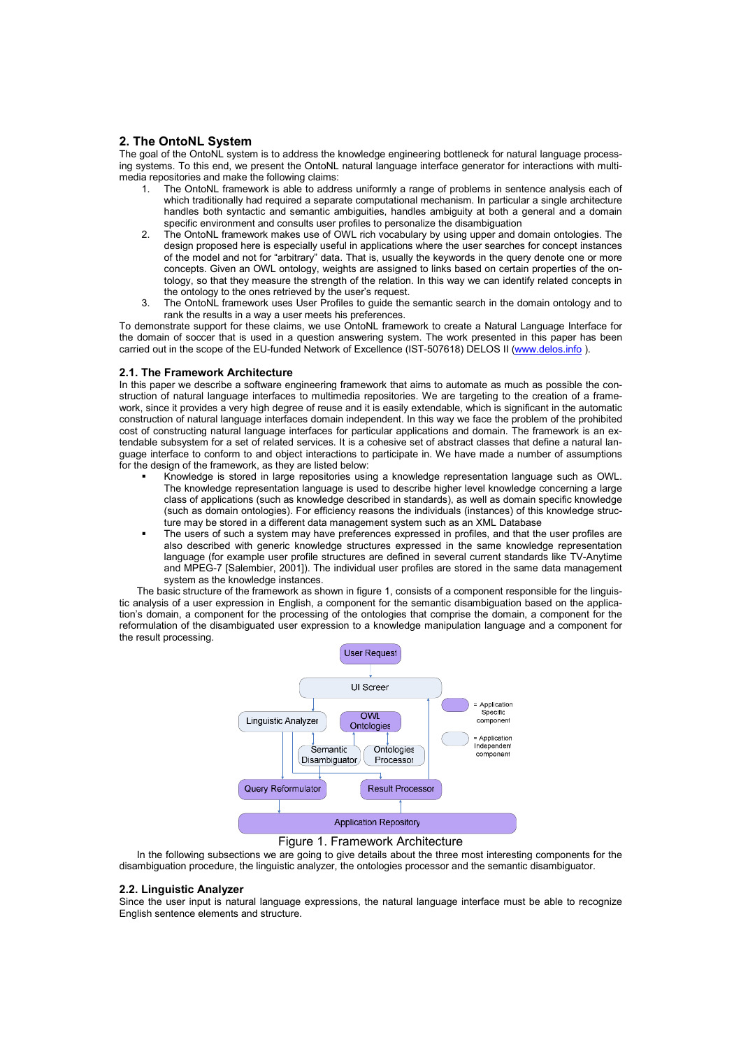## 2. The OntoNL System

The goal of the OntoNL system is to address the knowledge engineering bottleneck for natural language processing systems. To this end, we present the OntoNL natural language interface generator for interactions with multimedia repositories and make the following claims:

1. The OntoNL framework is able to address uniformly a range of problems in sentence analysis each of which traditionally had required a separate computational mechanism. In particular a single architecture handles both syntactic and semantic ambiguities, handles ambiguity at both a general and a domain specific environment and consults user profiles to personalize the disambiguation
2. The OntoNL framework makes use of OWL rich vocabulary by using upper and domain ontologies. The design proposed here is especially useful in applications where the user searches for concept instances of the model and not for "arbitrary" data. That is, usually the keywords in the query denote one or more concepts. Given an OWL ontology, weights are assigned to links based on certain properties of the ontology, so that they measure the strength of the relation. In this way we can identify related concepts in the ontology to the ones retrieved by the user's request.
3. The OntoNL framework uses User Profiles to guide the semantic search in the domain ontology and to rank the results in a way a user meets his preferences.

To demonstrate support for these claims, we use OntoNL framework to create a Natural Language Interface for the domain of soccer that is used in a question answering system. The work presented in this paper has been carried out in the scope of the EU-funded Network of Excellence (IST-507618) DELOS II (www.delos.info ).

### 2.1. The Framework Architecture

In this paper we describe a software engineering framework that aims to automate as much as possible the construction of natural language interfaces to multimedia repositories. We are targeting to the creation of a framework, since it provides a very high degree of reuse and it is easily extendable, which is significant in the automatic construction of natural language interfaces domain independent. In this way we face the problem of the prohibited cost of constructing natural language interfaces for particular applications and domain. The framework is an extendable subsystem for a set of related services. It is a cohesive set of abstract classes that define a natural language interface to conform to and object interactions to participate in. We have made a number of assumptions for the design of the framework, as they are listed below:

- Knowledge is stored in large repositories using a knowledge representation language such as OWL. The knowledge representation language is used to describe higher level knowledge concerning a large class of applications (such as knowledge described in standards), as well as domain specific knowledge (such as domain ontologies). For efficiency reasons the individuals (instances) of this knowledge structure may be stored in a different data management system such as an XML Database
- The users of such a system may have preferences expressed in profiles, and that the user profiles are also described with generic knowledge structures expressed in the same knowledge representation language (for example user profile structures are defined in several current standards like TV-Anytime and MPEG-7 [Salembier, 2001]). The individual user profiles are stored in the same data management system as the knowledge instances.

The basic structure of the framework as shown in figure 1, consists of a component responsible for the linguistic analysis of a user expression in English, a component for the semantic disambiguation based on the application's domain, a component for the processing of the ontologies that comprise the domain, a component for the reformulation of the disambiguated user expression to a knowledge manipulation language and a component for the result processing.

Figure 1. Framework Architecture

In the following subsections we are going to give details about the three most interesting components for the disambiguation procedure, the linguistic analyzer, the ontologies processor and the semantic disambiguator.

### 2.2. Linguistic Analyzer

Since the user input is natural language expressions, the natural language interface must be able to recognize English sentence elements and structure.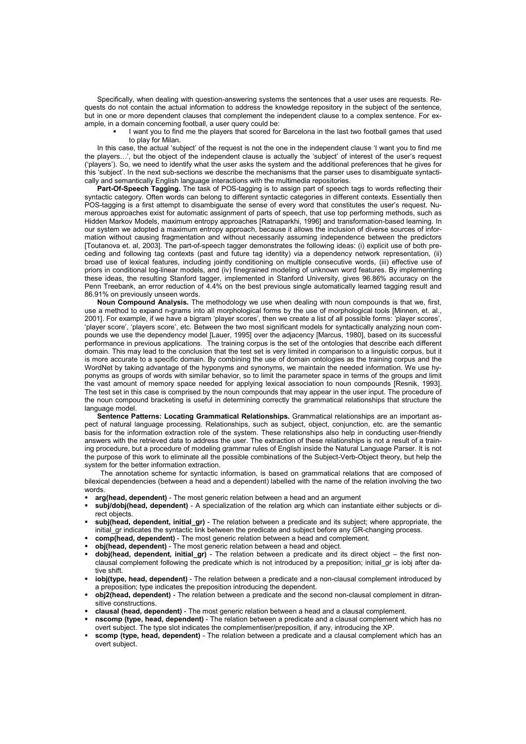Specifically, when dealing with question-answering systems the sentences that a user uses are requests. Requests do not contain the actual information to address the knowledge repository in the subject of the sentence, but in one or more dependent clauses that complement the independent clause to a complex sentence. For example, in a domain concerning football, a user query could be:

- I want you to find me the players that scored for Barcelona in the last two football games that used to play for Milan.

In this case, the actual 'subject' of the request is not the one in the independent clause 'I want you to find me the players…', but the object of the independent clause is actually the 'subject' of interest of the user's request ('players'). So, we need to identify what the user asks the system and the additional preferences that he gives for this 'subject'. In the next sub-sections we describe the mechanisms that the parser uses to disambiguate syntactically and semantically English language interactions with the multimedia repositories.

**Part-Of-Speech Tagging.** The task of POS-tagging is to assign part of speech tags to words reflecting their syntactic category. Often words can belong to different syntactic categories in different contexts. Essentially then POS-tagging is a first attempt to disambiguate the sense of every word that constitutes the user's request. Numerous approaches exist for automatic assignment of parts of speech, that use top performing methods, such as Hidden Markov Models, maximum entropy approaches [Ratnaparkhi, 1996] and transformation-based learning. In our system we adopted a maximum entropy approach, because it allows the inclusion of diverse sources of information without causing fragmentation and without necessarily assuming independence between the predictors [Toutanova et. al, 2003]. The part-of-speech tagger demonstrates the following ideas: (i) explicit use of both preceding and following tag contexts (past and future tag identity) via a dependency network representation, (ii) broad use of lexical features, including jointly conditioning on multiple consecutive words, (iii) effective use of priors in conditional log-linear models, and (iv) finegrained modeling of unknown word features. By implementing these ideas, the resulting Stanford tagger, implemented in Stanford University, gives 96.86% accuracy on the Penn Treebank, an error reduction of 4.4% on the best previous single automatically learned tagging result and 86.91% on previously unseen words.

**Noun Compound Analysis.** The methodology we use when dealing with noun compounds is that we, first, use a method to expand n-grams into all morphological forms by the use of morphological tools [Minnen, et. al., 2001]. For example, if we have a bigram 'player scores', then we create a list of all possible forms: 'player scores', 'player score', 'players score', etc. Between the two most significant models for syntactically analyzing noun compounds we use the dependency model [Lauer, 1995] over the adjacency [Marcus, 1980], based on its successful performance in previous applications. The training corpus is the set of the ontologies that describe each different domain. This may lead to the conclusion that the test set is very limited in comparison to a linguistic corpus, but it is more accurate to a specific domain. By combining the use of domain ontologies as the training corpus and the WordNet by taking advantage of the hyponyms and synonyms, we maintain the needed information. We use hyponyms as groups of words with similar behavior, so to limit the parameter space in terms of the groups and limit the vast amount of memory space needed for applying lexical association to noun compounds [Resnik, 1993]. The test set in this case is comprised by the noun compounds that may appear in the user input. The procedure of the noun compound bracketing is useful in determining correctly the grammatical relationships that structure the language model.

**Sentence Patterns: Locating Grammatical Relationships.** Grammatical relationships are an important aspect of natural language processing. Relationships, such as subject, object, conjunction, etc. are the semantic basis for the information extraction role of the system. These relationships also help in conducting user-friendly answers with the retrieved data to address the user. The extraction of these relationships is not a result of a training procedure, but a procedure of modeling grammar rules of English inside the Natural Language Parser. It is not the purpose of this work to eliminate all the possible combinations of the Subject-Verb-Object theory, but help the system for the better information extraction.

The annotation scheme for syntactic information, is based on grammatical relations that are composed of bilexical dependencies (between a head and a dependent) labelled with the name of the relation involving the two words.

- **arg(head, dependent)** - The most generic relation between a head and an argument
- **subj/dobj(head, dependent)** - A specialization of the relation arg which can instantiate either subjects or direct objects.
- **subj(head, dependent, initial_gr)** - The relation between a predicate and its subject; where appropriate, the initial_gr indicates the syntactic link between the predicate and subject before any GR-changing process.
- **comp(head, dependent)** - The most generic relation between a head and complement.
- **obj(head, dependent)** - The most generic relation between a head and object.
- **dobj(head, dependent, initial_gr)** - The relation between a predicate and its direct object – the first non-clausal complement following the predicate which is not introduced by a preposition; initial_gr is iobj after dative shift.
- **iobj(type, head, dependent)** - The relation between a predicate and a non-clausal complement introduced by a preposition; type indicates the preposition introducing the dependent.
- **obj2(head, dependent)** - The relation between a predicate and the second non-clausal complement in ditransitive constructions.
- **clausal (head, dependent)** - The most generic relation between a head and a clausal complement.
- **nscomp (type, head, dependent)** - The relation between a predicate and a clausal complement which has no overt subject. The type slot indicates the complementiser/preposition, if any, introducing the XP.
- **scomp (type, head, dependent)** - The relation between a predicate and a clausal complement which has an overt subject.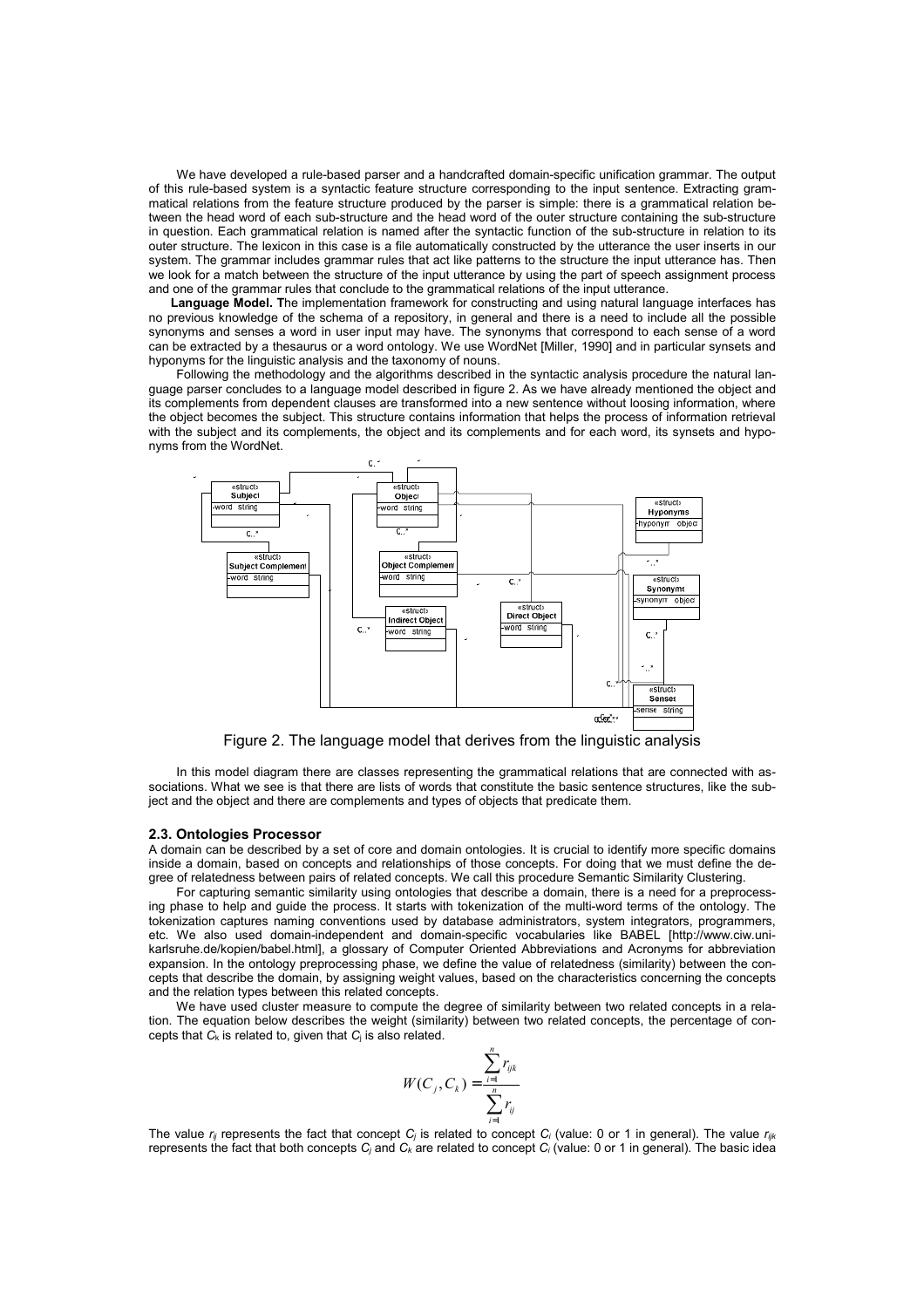We have developed a rule-based parser and a handcrafted domain-specific unification grammar. The output of this rule-based system is a syntactic feature structure corresponding to the input sentence. Extracting grammatical relations from the feature structure produced by the parser is simple: there is a grammatical relation between the head word of each sub-structure and the head word of the outer structure containing the sub-structure in question. Each grammatical relation is named after the syntactic function of the sub-structure in relation to its outer structure. The lexicon in this case is a file automatically constructed by the utterance the user inserts in our system. The grammar includes grammar rules that act like patterns to the structure the input utterance has. Then we look for a match between the structure of the input utterance by using the part of speech assignment process and one of the grammar rules that conclude to the grammatical relations of the input utterance.

**Language Model. T**he implementation framework for constructing and using natural language interfaces has no previous knowledge of the schema of a repository, in general and there is a need to include all the possible synonyms and senses a word in user input may have. The synonyms that correspond to each sense of a word can be extracted by a thesaurus or a word ontology. We use WordNet [Miller, 1990] and in particular synsets and hyponyms for the linguistic analysis and the taxonomy of nouns.

Following the methodology and the algorithms described in the syntactic analysis procedure the natural language parser concludes to a language model described in figure 2. As we have already mentioned the object and its complements from dependent clauses are transformed into a new sentence without loosing information, where the object becomes the subject. This structure contains information that helps the process of information retrieval with the subject and its complements, the object and its complements and for each word, its synsets and hyponyms from the WordNet.

Figure 2. The language model that derives from the linguistic analysis

In this model diagram there are classes representing the grammatical relations that are connected with associations. What we see is that there are lists of words that constitute the basic sentence structures, like the subject and the object and there are complements and types of objects that predicate them.

### 2.3. Ontologies Processor

A domain can be described by a set of core and domain ontologies. It is crucial to identify more specific domains inside a domain, based on concepts and relationships of those concepts. For doing that we must define the degree of relatedness between pairs of related concepts. We call this procedure Semantic Similarity Clustering.

For capturing semantic similarity using ontologies that describe a domain, there is a need for a preprocessing phase to help and guide the process. It starts with tokenization of the multi-word terms of the ontology. The tokenization captures naming conventions used by database administrators, system integrators, programmers, etc. We also used domain-independent and domain-specific vocabularies like BABEL [http://www.ciw.uni-karlsruhe.de/kopien/babel.html], a glossary of Computer Oriented Abbreviations and Acronyms for abbreviation expansion. In the ontology preprocessing phase, we define the value of relatedness (similarity) between the concepts that describe the domain, by assigning weight values, based on the characteristics concerning the concepts and the relation types between this related concepts.

We have used cluster measure to compute the degree of similarity between two related concepts in a relation. The equation below describes the weight (similarity) between two related concepts, the percentage of concepts that $C_k$ is related to, given that $C_j$ is also related.

$$W(C_j, C_k) = \frac{\sum_{i=1}^{n} r_{ijk}}{\sum_{i=1}^{n} r_{ij}}$$

The value $r_{ij}$ represents the fact that concept $C_j$ is related to concept $C_i$ (value: 0 or 1 in general). The value $r_{ijk}$ represents the fact that both concepts $C_j$ and $C_k$ are related to concept $C_i$ (value: 0 or 1 in general). The basic idea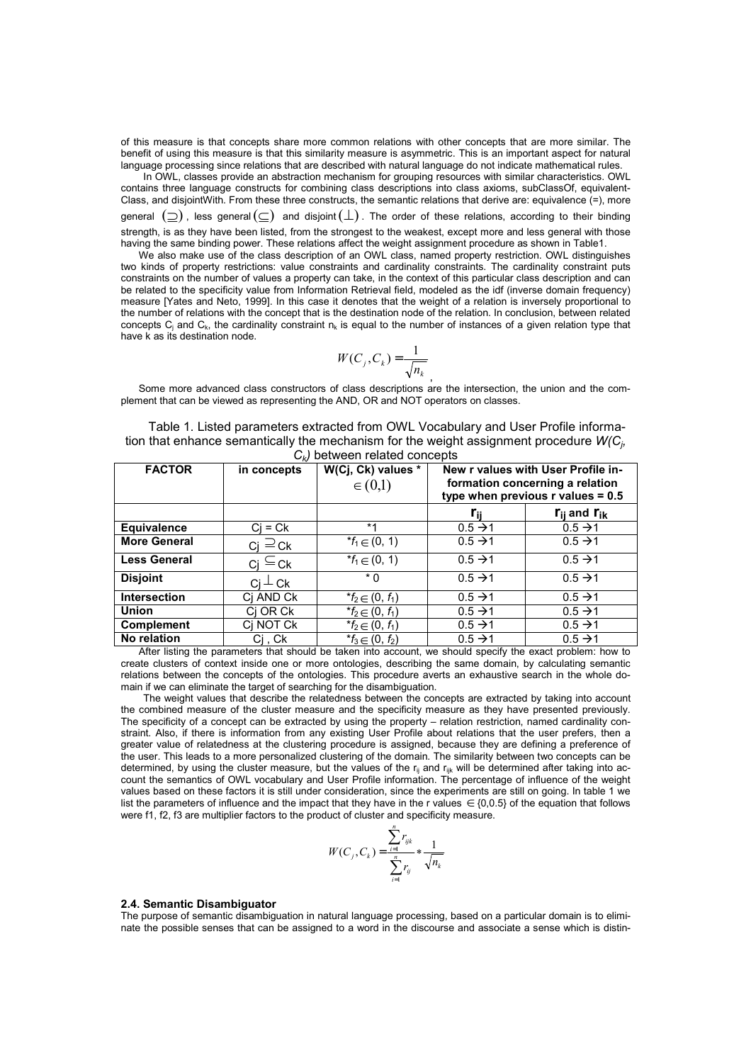of this measure is that concepts share more common relations with other concepts that are more similar. The benefit of using this measure is that this similarity measure is asymmetric. This is an important aspect for natural language processing since relations that are described with natural language do not indicate mathematical rules.

In OWL, classes provide an abstraction mechanism for grouping resources with similar characteristics. OWL contains three language constructs for combining class descriptions into class axioms, subClassOf, equivalent-Class, and disjointWith. From these three constructs, the semantic relations that derive are: equivalence (=), more general $(\supseteq)$, less general $(\subseteq)$ and disjoint $(\perp)$. The order of these relations, according to their binding strength, is as they have been listed, from the strongest to the weakest, except more and less general with those having the same binding power. These relations affect the weight assignment procedure as shown in Table1.

We also make use of the class description of an OWL class, named property restriction. OWL distinguishes two kinds of property restrictions: value constraints and cardinality constraints. The cardinality constraint puts constraints on the number of values a property can take, in the context of this particular class description and can be related to the specificity value from Information Retrieval field, modeled as the idf (inverse domain frequency) measure [Yates and Neto, 1999]. In this case it denotes that the weight of a relation is inversely proportional to the number of relations with the concept that is the destination node of the relation. In conclusion, between related concepts $C_j$ and $C_k$, the cardinality constraint $n_k$ is equal to the number of instances of a given relation type that have k as its destination node.

$$W(C_j, C_k) = \frac{1}{\sqrt{n_k}},$$

Some more advanced class constructors of class descriptions are the intersection, the union and the complement that can be viewed as representing the AND, OR and NOT operators on classes.

Table 1. Listed parameters extracted from OWL Vocabulary and User Profile information that enhance semantically the mechanism for the weight assignment procedure $W(C_j, C_k)$ between related concepts

| FACTOR | in concepts | W(Cj, Ck) values * $\in (0,1)$ | New r values with User Profile information concerning a relation type when previous r values = 0.5 | |
|---|---|---|---|---|
| | | | $r_{ij}$ | $r_{ij}$ and $r_{ik}$ |
| **Equivalence** | Cj = Ck | *1 | 0.5 → 1 | 0.5 → 1 |
| **More General** | Cj $\supseteq$ Ck | *$f_1 \in (0, 1)$ | 0.5 → 1 | 0.5 → 1 |
| **Less General** | Cj $\subseteq$ Ck | *$f_1 \in (0, 1)$ | 0.5 → 1 | 0.5 → 1 |
| **Disjoint** | Cj $\perp$ Ck | * 0 | 0.5 → 1 | 0.5 → 1 |
| **Intersection** | Cj AND Ck | *$f_2 \in (0, f_1)$ | 0.5 → 1 | 0.5 → 1 |
| **Union** | Cj OR Ck | *$f_2 \in (0, f_1)$ | 0.5 → 1 | 0.5 → 1 |
| **Complement** | Cj NOT Ck | *$f_2 \in (0, f_1)$ | 0.5 → 1 | 0.5 → 1 |
| **No relation** | Cj , Ck | *$f_3 \in (0, f_2)$ | 0.5 → 1 | 0.5 → 1 |

After listing the parameters that should be taken into account, we should specify the exact problem: how to create clusters of context inside one or more ontologies, describing the same domain, by calculating semantic relations between the concepts of the ontologies. This procedure averts an exhaustive search in the whole domain if we can eliminate the target of searching for the disambiguation.

The weight values that describe the relatedness between the concepts are extracted by taking into account the combined measure of the cluster measure and the specificity measure as they have presented previously. The specificity of a concept can be extracted by using the property – relation restriction, named cardinality constraint. Also, if there is information from any existing User Profile about relations that the user prefers, then a greater value of relatedness at the clustering procedure is assigned, because they are defining a preference of the user. This leads to a more personalized clustering of the domain. The similarity between two concepts can be determined, by using the cluster measure, but the values of the $r_{ij}$ and $r_{ijk}$ will be determined after taking into account the semantics of OWL vocabulary and User Profile information. The percentage of influence of the weight values based on these factors it is still under consideration, since the experiments are still on going. In table 1 we list the parameters of influence and the impact that they have in the r values $\in \{0,0.5\}$ of the equation that follows were f1, f2, f3 are multiplier factors to the product of cluster and specificity measure.

$$W(C_j, C_k) = \frac{\sum_{i=1}^{n} r_{ijk}}{\sum_{i=1}^{n} r_{ij}} * \frac{1}{\sqrt{n_k}}$$

#### 2.4. Semantic Disambiguator

The purpose of semantic disambiguation in natural language processing, based on a particular domain is to eliminate the possible senses that can be assigned to a word in the discourse and associate a sense which is distin-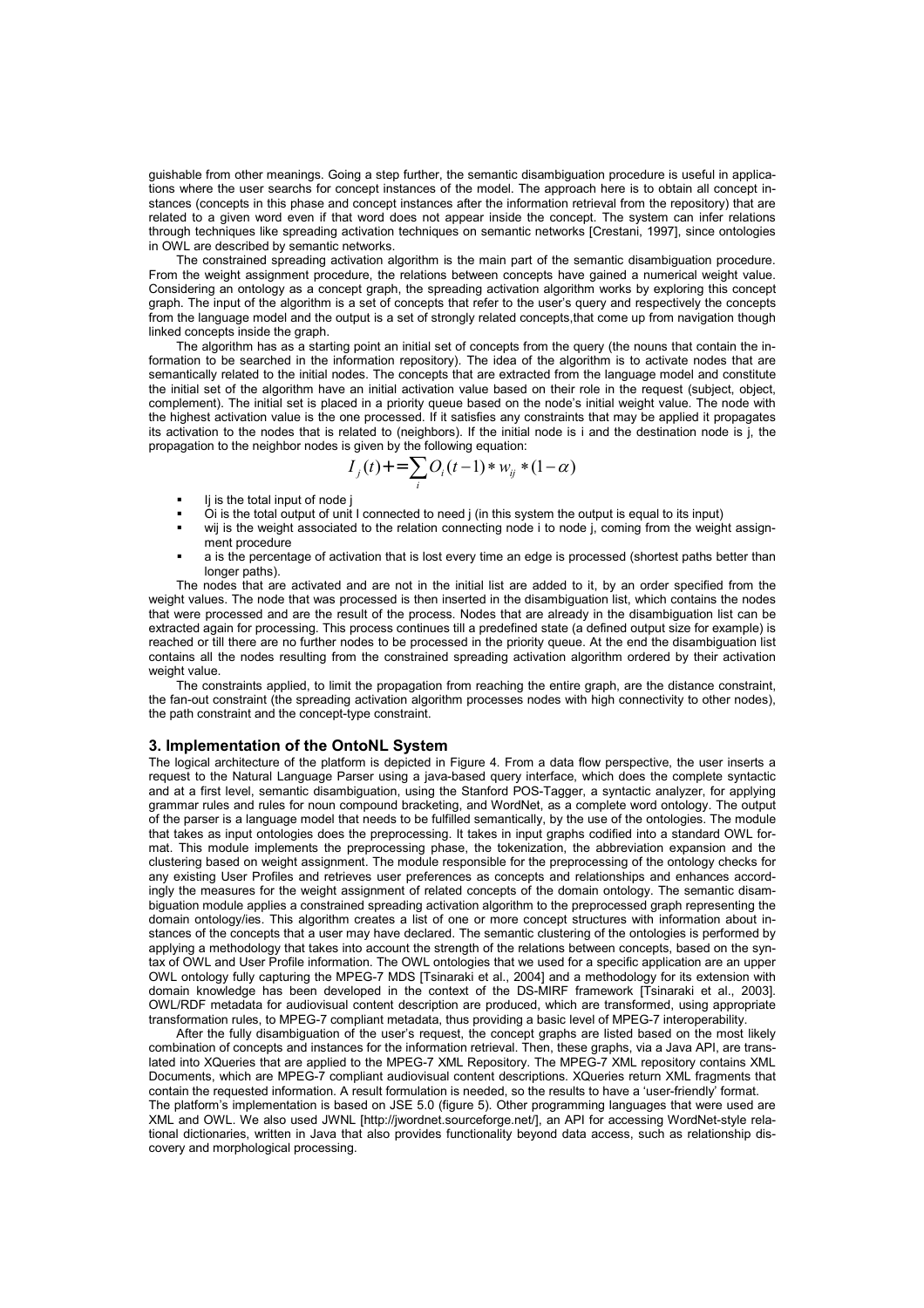guishable from other meanings. Going a step further, the semantic disambiguation procedure is useful in applications where the user searchs for concept instances of the model. The approach here is to obtain all concept instances (concepts in this phase and concept instances after the information retrieval from the repository) that are related to a given word even if that word does not appear inside the concept. The system can infer relations through techniques like spreading activation techniques on semantic networks [Crestani, 1997], since ontologies in OWL are described by semantic networks.

The constrained spreading activation algorithm is the main part of the semantic disambiguation procedure. From the weight assignment procedure, the relations between concepts have gained a numerical weight value. Considering an ontology as a concept graph, the spreading activation algorithm works by exploring this concept graph. The input of the algorithm is a set of concepts that refer to the user's query and respectively the concepts from the language model and the output is a set of strongly related concepts,that come up from navigation though linked concepts inside the graph.

The algorithm has as a starting point an initial set of concepts from the query (the nouns that contain the information to be searched in the information repository). The idea of the algorithm is to activate nodes that are semantically related to the initial nodes. The concepts that are extracted from the language model and constitute the initial set of the algorithm have an initial activation value based on their role in the request (subject, object, complement). The initial set is placed in a priority queue based on the node's initial weight value. The node with the highest activation value is the one processed. If it satisfies any constraints that may be applied it propagates its activation to the nodes that is related to (neighbors). If the initial node is i and the destination node is j, the propagation to the neighbor nodes is given by the following equation:

$$I_j(t) += \sum_i O_i(t-1) * w_{ij} * (1-\alpha)$$

- Ij is the total input of node j
- Oi is the total output of unit I connected to need j (in this system the output is equal to its input)
- wij is the weight associated to the relation connecting node i to node j, coming from the weight assignment procedure
- a is the percentage of activation that is lost every time an edge is processed (shortest paths better than longer paths).

The nodes that are activated and are not in the initial list are added to it, by an order specified from the weight values. The node that was processed is then inserted in the disambiguation list, which contains the nodes that were processed and are the result of the process. Nodes that are already in the disambiguation list can be extracted again for processing. This process continues till a predefined state (a defined output size for example) is reached or till there are no further nodes to be processed in the priority queue. At the end the disambiguation list contains all the nodes resulting from the constrained spreading activation algorithm ordered by their activation weight value.

The constraints applied, to limit the propagation from reaching the entire graph, are the distance constraint, the fan-out constraint (the spreading activation algorithm processes nodes with high connectivity to other nodes), the path constraint and the concept-type constraint.

## 3. Implementation of the OntoNL System

The logical architecture of the platform is depicted in Figure 4. From a data flow perspective, the user inserts a request to the Natural Language Parser using a java-based query interface, which does the complete syntactic and at a first level, semantic disambiguation, using the Stanford POS-Tagger, a syntactic analyzer, for applying grammar rules and rules for noun compound bracketing, and WordNet, as a complete word ontology. The output of the parser is a language model that needs to be fulfilled semantically, by the use of the ontologies. The module that takes as input ontologies does the preprocessing. It takes in input graphs codified into a standard OWL format. This module implements the preprocessing phase, the tokenization, the abbreviation expansion and the clustering based on weight assignment. The module responsible for the preprocessing of the ontology checks for any existing User Profiles and retrieves user preferences as concepts and relationships and enhances accordingly the measures for the weight assignment of related concepts of the domain ontology. The semantic disambiguation module applies a constrained spreading activation algorithm to the preprocessed graph representing the domain ontology/ies. This algorithm creates a list of one or more concept structures with information about instances of the concepts that a user may have declared. The semantic clustering of the ontologies is performed by applying a methodology that takes into account the strength of the relations between concepts, based on the syntax of OWL and User Profile information. The OWL ontologies that we used for a specific application are an upper OWL ontology fully capturing the MPEG-7 MDS [Tsinaraki et al., 2004] and a methodology for its extension with domain knowledge has been developed in the context of the DS-MIRF framework [Tsinaraki et al., 2003]. OWL/RDF metadata for audiovisual content description are produced, which are transformed, using appropriate transformation rules, to MPEG-7 compliant metadata, thus providing a basic level of MPEG-7 interoperability.

After the fully disambiguation of the user's request, the concept graphs are listed based on the most likely combination of concepts and instances for the information retrieval. Then, these graphs, via a Java API, are translated into XQueries that are applied to the MPEG-7 XML Repository. The MPEG-7 XML repository contains XML Documents, which are MPEG-7 compliant audiovisual content descriptions. XQueries return XML fragments that contain the requested information. A result formulation is needed, so the results to have a 'user-friendly' format.

The platform's implementation is based on JSE 5.0 (figure 5). Other programming languages that were used are XML and OWL. We also used JWNL [http://jwordnet.sourceforge.net/], an API for accessing WordNet-style relational dictionaries, written in Java that also provides functionality beyond data access, such as relationship discovery and morphological processing.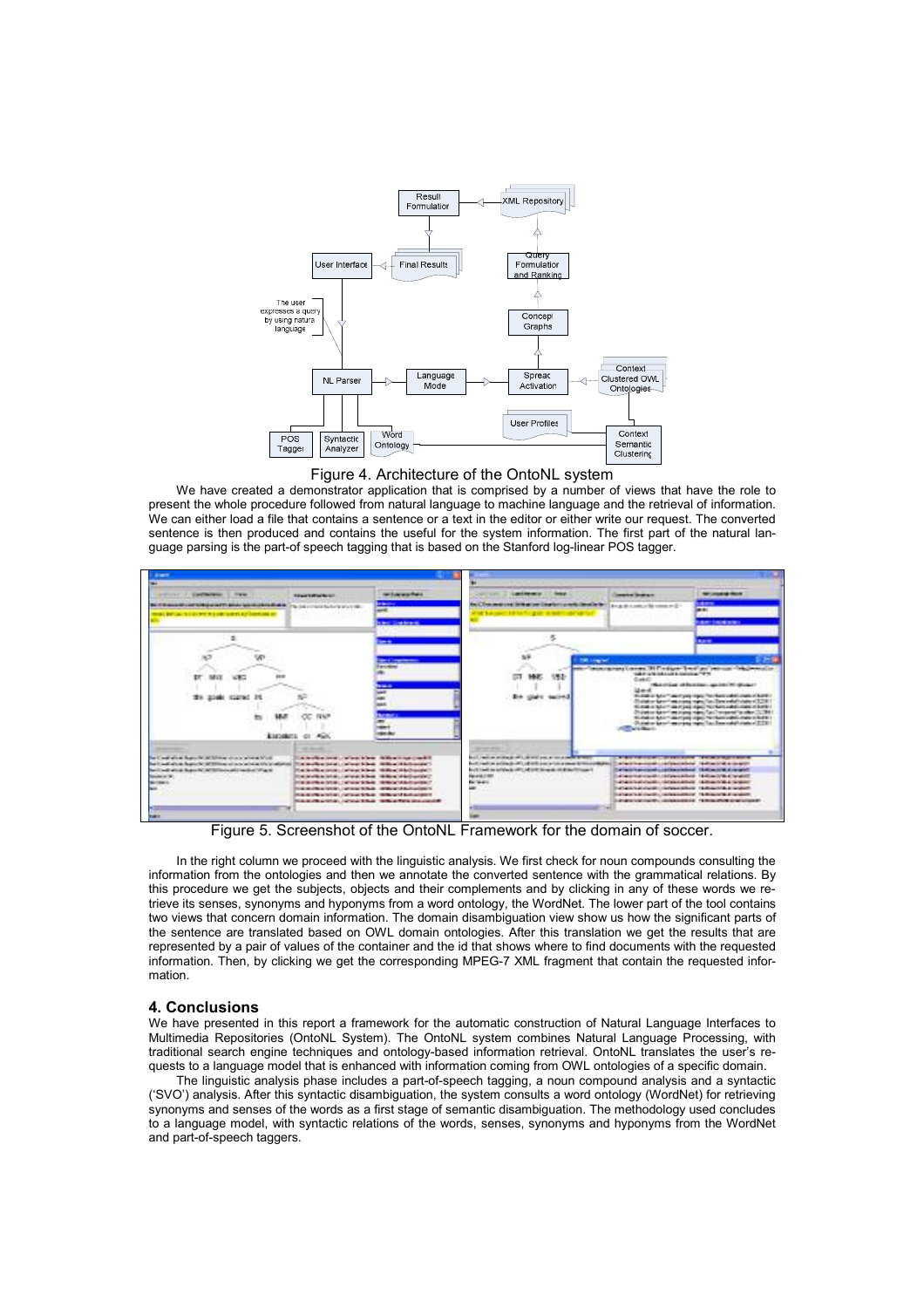Figure 4. Architecture of the OntoNL system

We have created a demonstrator application that is comprised by a number of views that have the role to present the whole procedure followed from natural language to machine language and the retrieval of information. We can either load a file that contains a sentence or a text in the editor or either write our request. The converted sentence is then produced and contains the useful for the system information. The first part of the natural language parsing is the part-of speech tagging that is based on the Stanford log-linear POS tagger.

Figure 5. Screenshot of the OntoNL Framework for the domain of soccer.

In the right column we proceed with the linguistic analysis. We first check for noun compounds consulting the information from the ontologies and then we annotate the converted sentence with the grammatical relations. By this procedure we get the subjects, objects and their complements and by clicking in any of these words we retrieve its senses, synonyms and hyponyms from a word ontology, the WordNet. The lower part of the tool contains two views that concern domain information. The domain disambiguation view show us how the significant parts of the sentence are translated based on OWL domain ontologies. After this translation we get the results that are represented by a pair of values of the container and the id that shows where to find documents with the requested information. Then, by clicking we get the corresponding MPEG-7 XML fragment that contain the requested information.

## 4. Conclusions

We have presented in this report a framework for the automatic construction of Natural Language Interfaces to Multimedia Repositories (OntoNL System). The OntoNL system combines Natural Language Processing, with traditional search engine techniques and ontology-based information retrieval. OntoNL translates the user's requests to a language model that is enhanced with information coming from OWL ontologies of a specific domain.

The linguistic analysis phase includes a part-of-speech tagging, a noun compound analysis and a syntactic ('SVO') analysis. After this syntactic disambiguation, the system consults a word ontology (WordNet) for retrieving synonyms and senses of the words as a first stage of semantic disambiguation. The methodology used concludes to a language model, with syntactic relations of the words, senses, synonyms and hyponyms from the WordNet and part-of-speech taggers.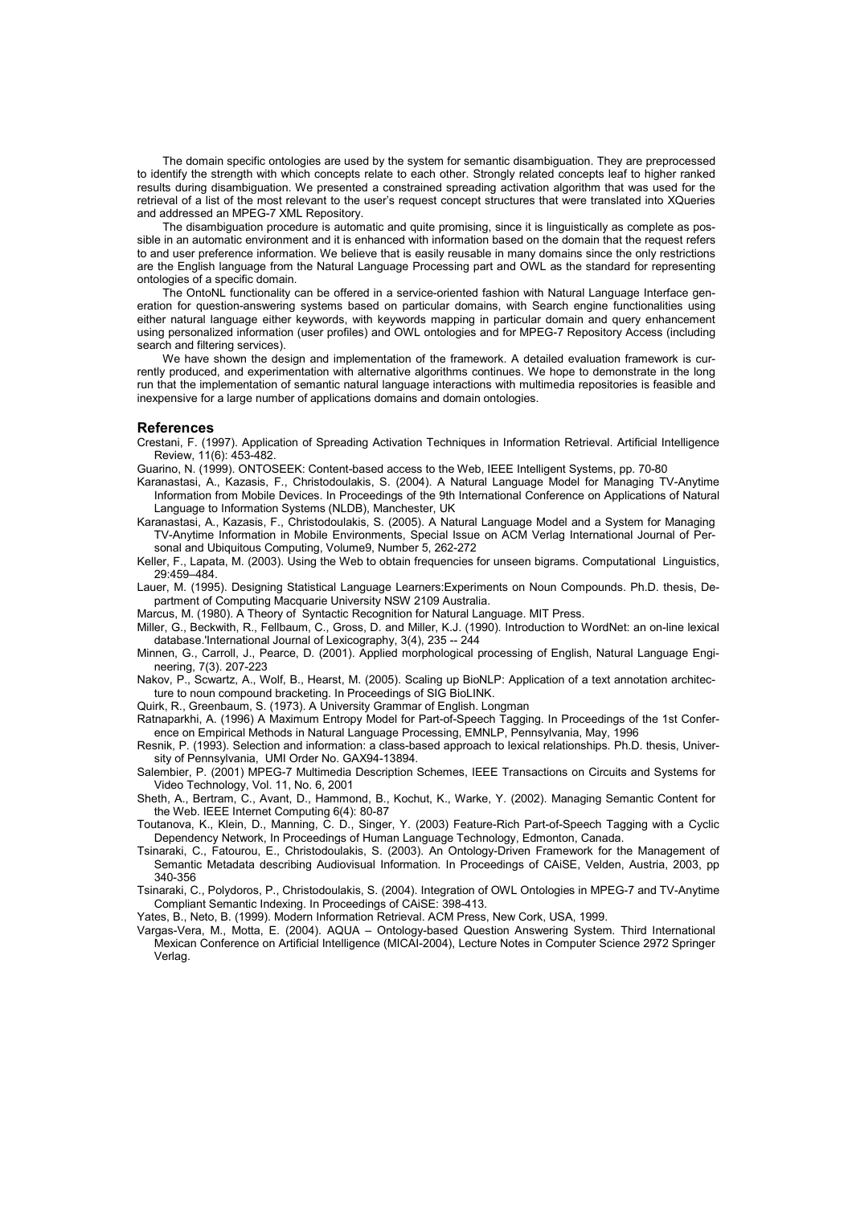The domain specific ontologies are used by the system for semantic disambiguation. They are preprocessed to identify the strength with which concepts relate to each other. Strongly related concepts leaf to higher ranked results during disambiguation. We presented a constrained spreading activation algorithm that was used for the retrieval of a list of the most relevant to the user's request concept structures that were translated into XQueries and addressed an MPEG-7 XML Repository.

The disambiguation procedure is automatic and quite promising, since it is linguistically as complete as possible in an automatic environment and it is enhanced with information based on the domain that the request refers to and user preference information. We believe that is easily reusable in many domains since the only restrictions are the English language from the Natural Language Processing part and OWL as the standard for representing ontologies of a specific domain.

The OntoNL functionality can be offered in a service-oriented fashion with Natural Language Interface generation for question-answering systems based on particular domains, with Search engine functionalities using either natural language either keywords, with keywords mapping in particular domain and query enhancement using personalized information (user profiles) and OWL ontologies and for MPEG-7 Repository Access (including search and filtering services).

We have shown the design and implementation of the framework. A detailed evaluation framework is currently produced, and experimentation with alternative algorithms continues. We hope to demonstrate in the long run that the implementation of semantic natural language interactions with multimedia repositories is feasible and inexpensive for a large number of applications domains and domain ontologies.

## References

Crestani, F. (1997). Application of Spreading Activation Techniques in Information Retrieval. Artificial Intelligence Review, 11(6): 453-482.

Guarino, N. (1999). ONTOSEEK: Content-based access to the Web, IEEE Intelligent Systems, pp. 70-80

Karanastasi, A., Kazasis, F., Christodoulakis, S. (2004). A Natural Language Model for Managing TV-Anytime Information from Mobile Devices. In Proceedings of the 9th International Conference on Applications of Natural Language to Information Systems (NLDB), Manchester, UK

Karanastasi, A., Kazasis, F., Christodoulakis, S. (2005). A Natural Language Model and a System for Managing TV-Anytime Information in Mobile Environments, Special Issue on ACM Verlag International Journal of Personal and Ubiquitous Computing, Volume9, Number 5, 262-272

Keller, F., Lapata, M. (2003). Using the Web to obtain frequencies for unseen bigrams. Computational Linguistics, 29:459–484.

Lauer, M. (1995). Designing Statistical Language Learners:Experiments on Noun Compounds. Ph.D. thesis, Department of Computing Macquarie University NSW 2109 Australia.

Marcus, M. (1980). A Theory of Syntactic Recognition for Natural Language. MIT Press.

Miller, G., Beckwith, R., Fellbaum, C., Gross, D. and Miller, K.J. (1990). Introduction to WordNet: an on-line lexical database.'International Journal of Lexicography, 3(4), 235 -- 244

Minnen, G., Carroll, J., Pearce, D. (2001). Applied morphological processing of English, Natural Language Engineering, 7(3). 207-223

Nakov, P., Scwartz, A., Wolf, B., Hearst, M. (2005). Scaling up BioNLP: Application of a text annotation architecture to noun compound bracketing. In Proceedings of SIG BioLINK.

Quirk, R., Greenbaum, S. (1973). A University Grammar of English. Longman

Ratnaparkhi, A. (1996) A Maximum Entropy Model for Part-of-Speech Tagging. In Proceedings of the 1st Conference on Empirical Methods in Natural Language Processing, EMNLP, Pennsylvania, May, 1996

Resnik, P. (1993). Selection and information: a class-based approach to lexical relationships. Ph.D. thesis, University of Pennsylvania, UMI Order No. GAX94-13894.

Salembier, P. (2001) MPEG-7 Multimedia Description Schemes, IEEE Transactions on Circuits and Systems for Video Technology, Vol. 11, No. 6, 2001

Sheth, A., Bertram, C., Avant, D., Hammond, B., Kochut, K., Warke, Y. (2002). Managing Semantic Content for the Web. IEEE Internet Computing 6(4): 80-87

Toutanova, K., Klein, D., Manning, C. D., Singer, Y. (2003) Feature-Rich Part-of-Speech Tagging with a Cyclic Dependency Network, In Proceedings of Human Language Technology, Edmonton, Canada.

Tsinaraki, C., Fatourou, E., Christodoulakis, S. (2003). An Ontology-Driven Framework for the Management of Semantic Metadata describing Audiovisual Information. In Proceedings of CAiSE, Velden, Austria, 2003, pp 340-356

Tsinaraki, C., Polydoros, P., Christodoulakis, S. (2004). Integration of OWL Ontologies in MPEG-7 and TV-Anytime Compliant Semantic Indexing. In Proceedings of CAiSE: 398-413.

Yates, B., Neto, B. (1999). Modern Information Retrieval. ACM Press, New Cork, USA, 1999.

Vargas-Vera, M., Motta, E. (2004). AQUA – Ontology-based Question Answering System. Third International Mexican Conference on Artificial Intelligence (MICAI-2004), Lecture Notes in Computer Science 2972 Springer Verlag.